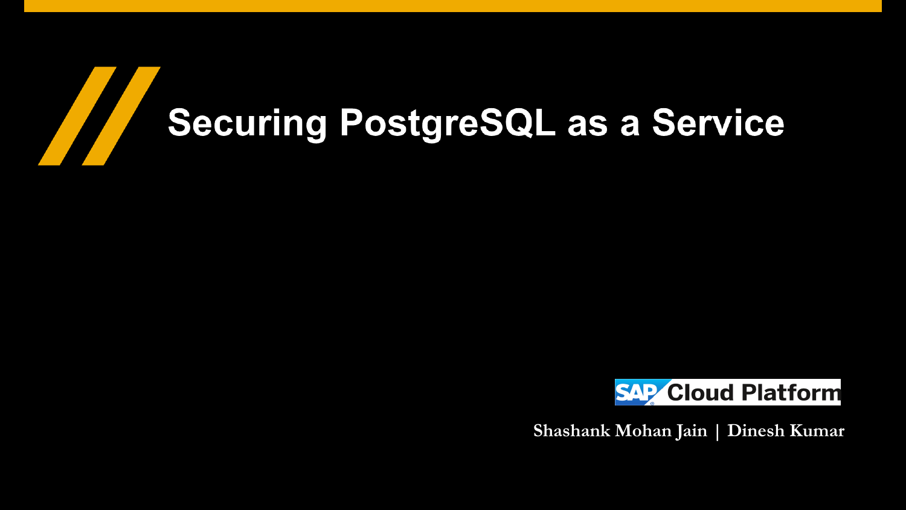# Securing PostgreSQL as a Service

SAP Cloud Platform

**Shashank Mohan Jain | Dinesh Kumar**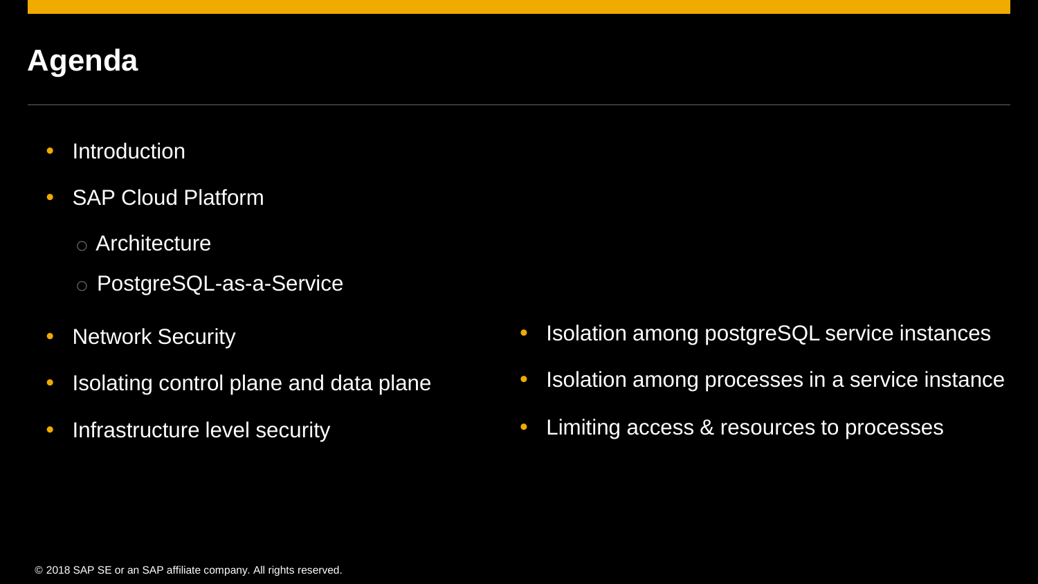# Agenda

- Introduction
- SAP Cloud Platform
  - Architecture
  - PostgreSQL-as-a-Service
- Network Security
- Isolating control plane and data plane
- Infrastructure level security
- Isolation among postgreSQL service instances
- Isolation among processes in a service instance
- Limiting access & resources to processes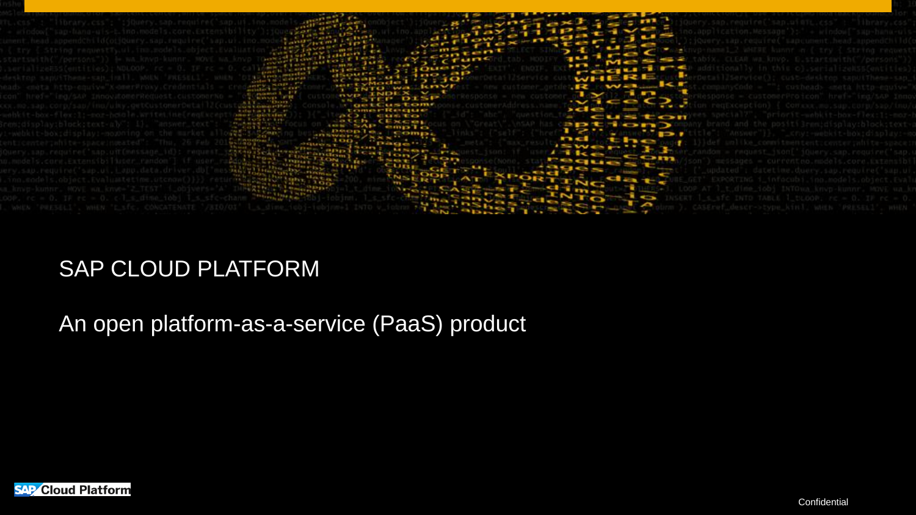# SAP CLOUD PLATFORM

An open platform-as-a-service (PaaS) product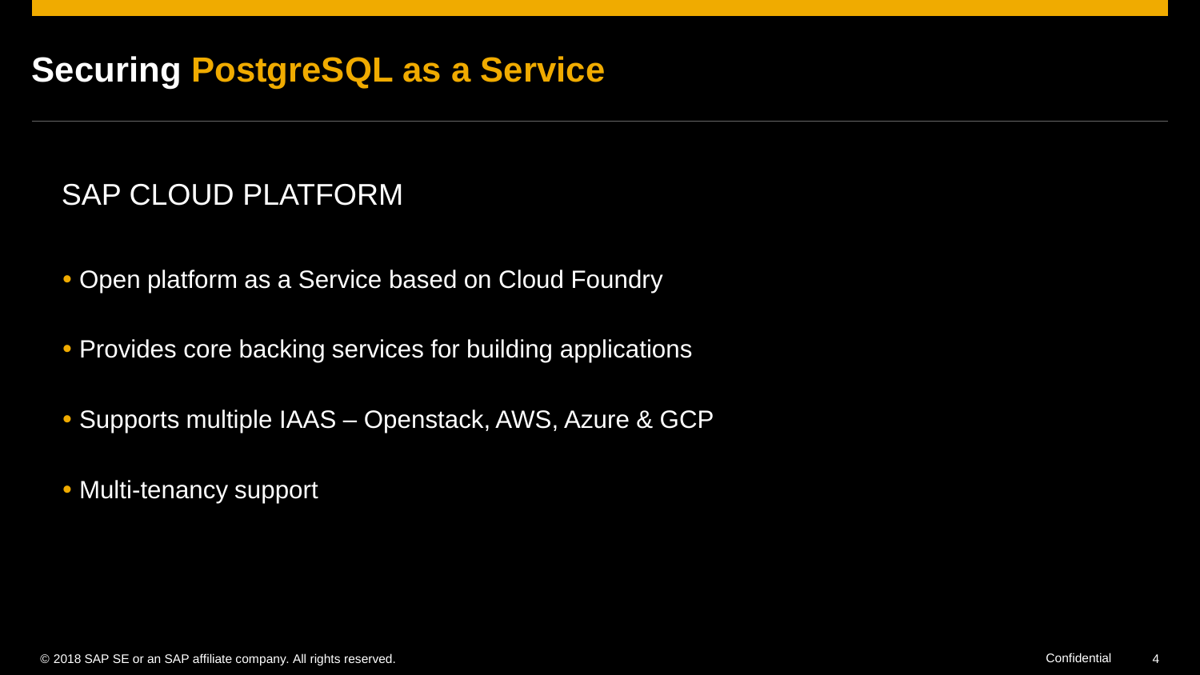# Securing PostgreSQL as a Service

## SAP CLOUD PLATFORM

- Open platform as a Service based on Cloud Foundry
- Provides core backing services for building applications
- Supports multiple IAAS – Openstack, AWS, Azure & GCP
- Multi-tenancy support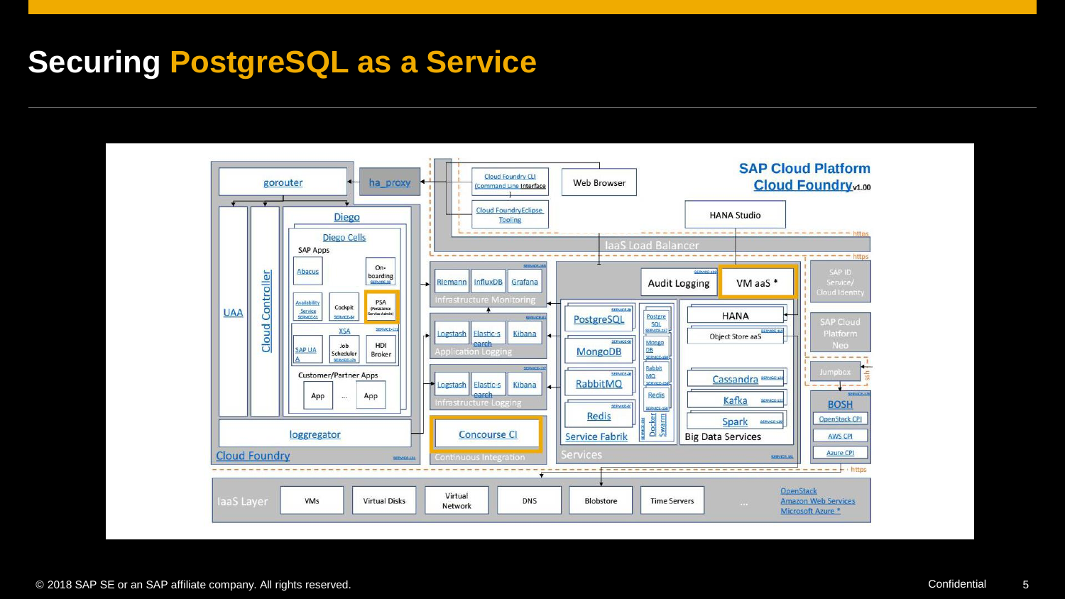# Securing PostgreSQL as a Service

SAP Cloud Platform
Cloud Foundry v1.00

gorouter
ha_proxy
Cloud Foundry CLI (Command Line Interface)
Web Browser
Cloud Foundry Eclipse Tooling
HANA Studio
IaaS Load Balancer
https

UAA
Cloud Controller
Diego
Diego Cells
SAP Apps
Abacus
On-boarding
Availability Service
Cockpit
PSA (Persistence Service Admin)
XSA
SAP UAA
Job Scheduler
HDI Broker
Customer/Partner Apps
App
...
App
loggregator
Cloud Foundry

Riemann
InfluxDB
Grafana
Infrastructure Monitoring
Logstash
Elastic-search
Kibana
Application Logging
Logstash
Elastic-search
Kibana
Infrastructure Logging
Concourse CI
Continuous Integration

Audit Logging
VM aaS *
PostgreSQL
MongoDB
RabbitMQ
Redis
Service Fabrik
Postgre SQL
Mongo DB
Rabbit MQ
Redis
Docker Swarm
HANA
Object Store aaS
Cassandra
Kafka
Spark
Big Data Services
Services

SAP ID Service/ Cloud Identity
SAP Cloud Platform Neo
Jumpbox
ssh
BOSH
OpenStack CPI
AWS CPI
Azure CPI

IaaS Layer
VMs
Virtual Disks
Virtual Network
DNS
Blobstore
Time Servers
...
OpenStack
Amazon Web Services
Microsoft Azure *

© 2018 SAP SE or an SAP affiliate company. All rights reserved.

Confidential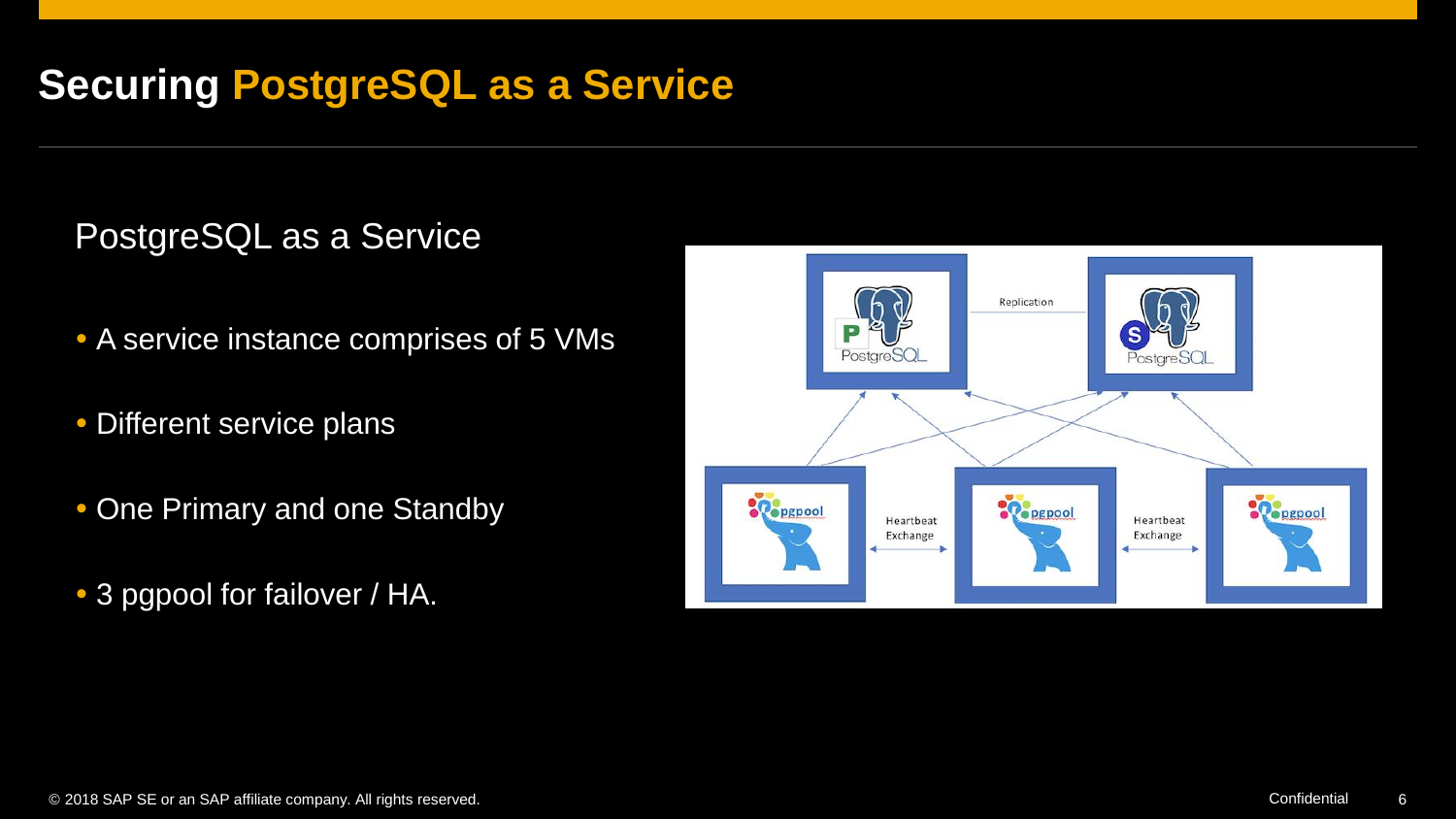# Securing PostgreSQL as a Service

## PostgreSQL as a Service

- A service instance comprises of 5 VMs
- Different service plans
- One Primary and one Standby
- 3 pgpool for failover / HA.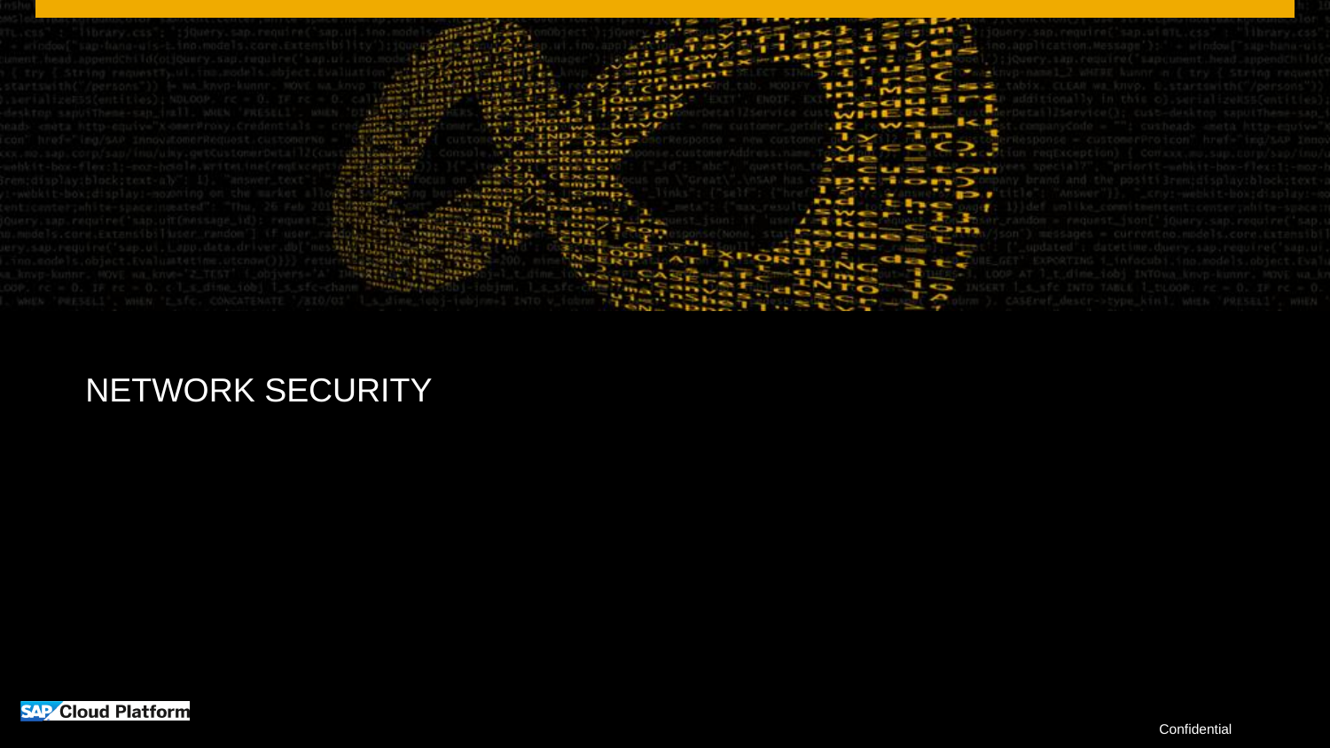# NETWORK SECURITY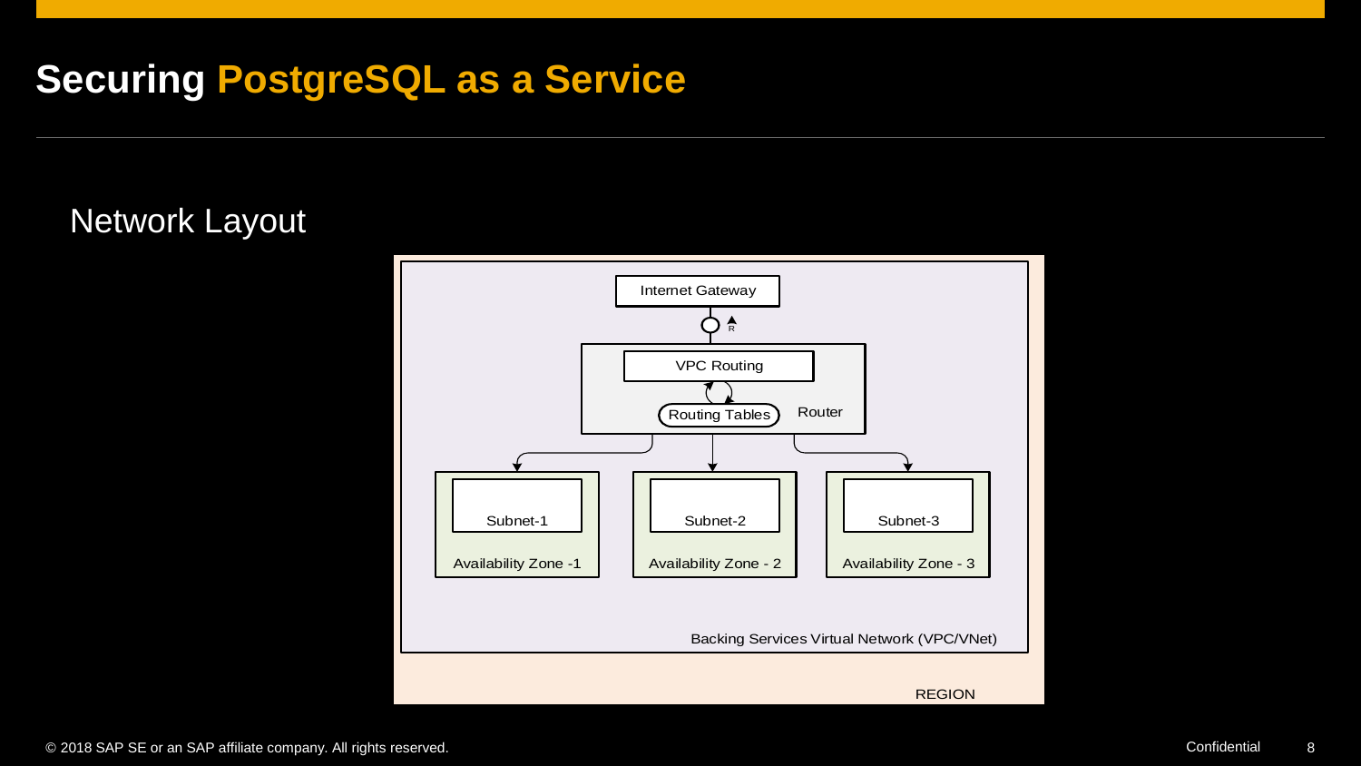# Securing PostgreSQL as a Service

## Network Layout

Internet Gateway

R

VPC Routing

Routing Tables

Router

Subnet-1

Availability Zone -1

Subnet-2

Availability Zone - 2

Subnet-3

Availability Zone - 3

Backing Services Virtual Network (VPC/VNet)

REGION

© 2018 SAP SE or an SAP affiliate company. All rights reserved.

Confidential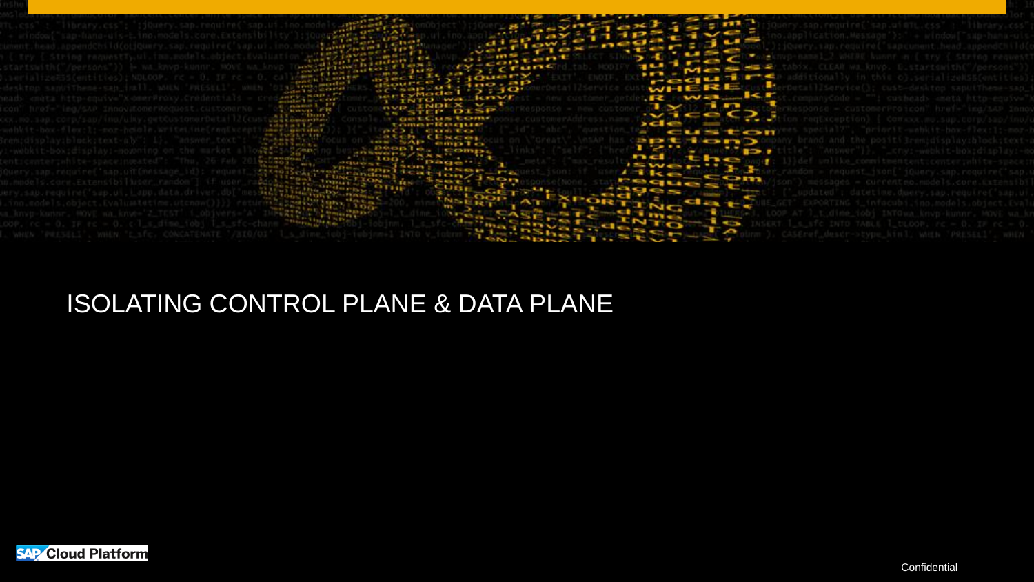# ISOLATING CONTROL PLANE & DATA PLANE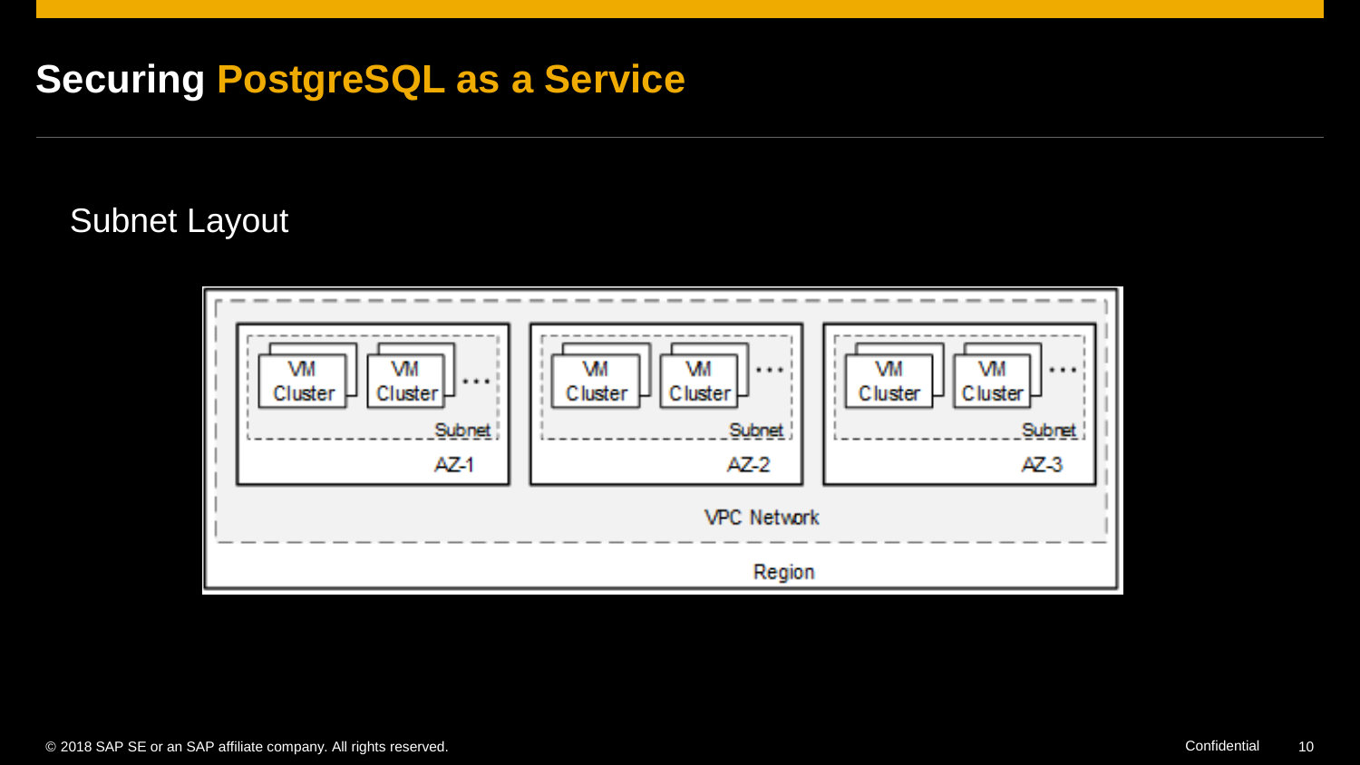# Securing PostgreSQL as a Service

## Subnet Layout

| AZ-1 | AZ-2 | AZ-3 |
| --- | --- | --- |
| Subnet: VM Cluster, VM Cluster, ... | Subnet: VM Cluster, VM Cluster, ... | Subnet: VM Cluster, VM Cluster, ... |

VPC Network

Region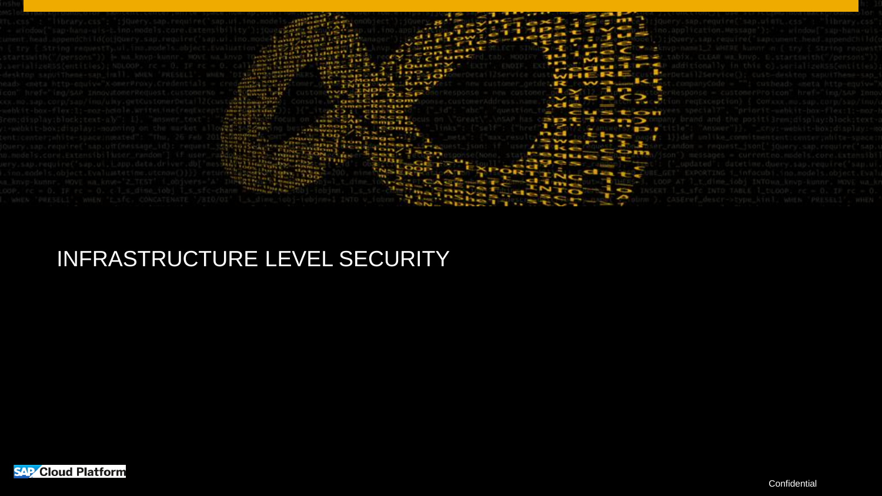# INFRASTRUCTURE LEVEL SECURITY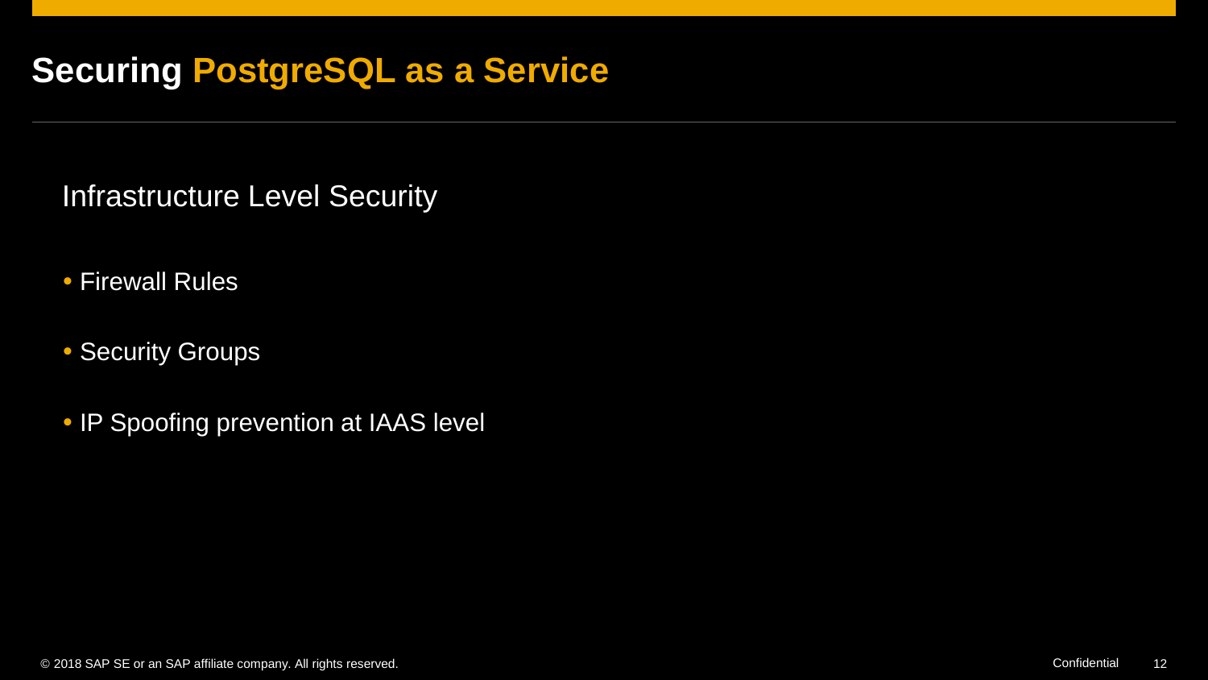# Securing PostgreSQL as a Service

## Infrastructure Level Security

- Firewall Rules
- Security Groups
- IP Spoofing prevention at IAAS level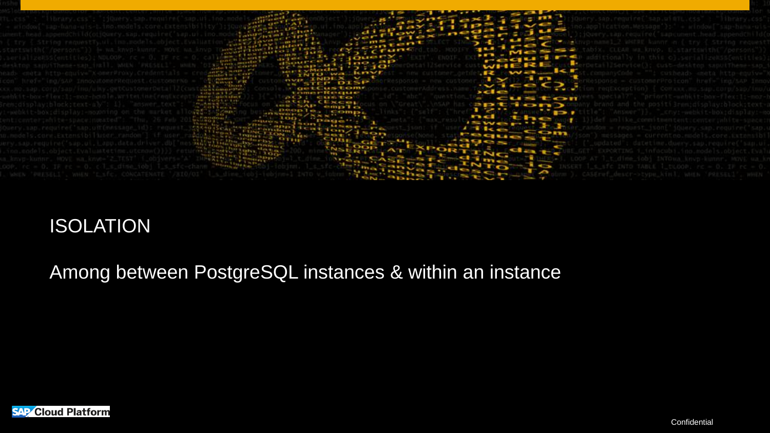# ISOLATION

Among between PostgreSQL instances & within an instance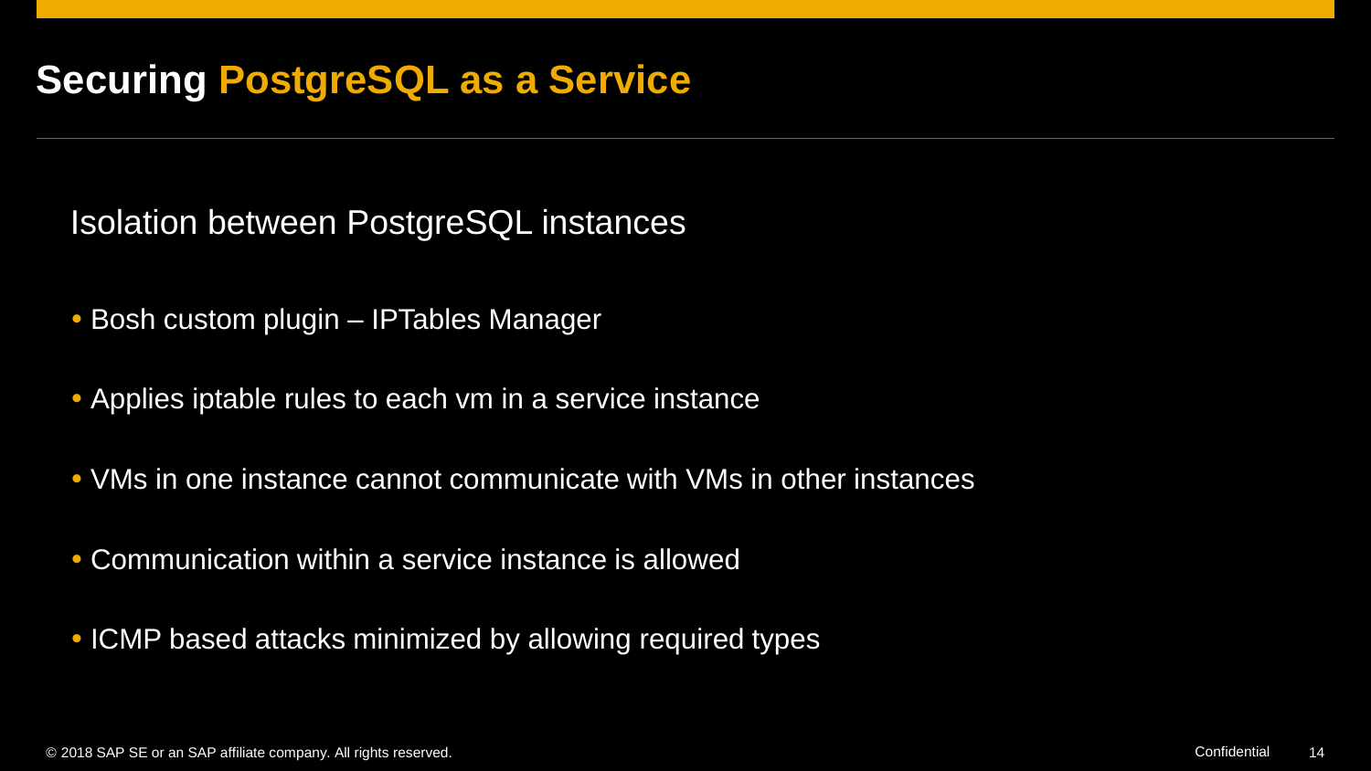# Securing PostgreSQL as a Service

## Isolation between PostgreSQL instances

- Bosh custom plugin – IPTables Manager
- Applies iptable rules to each vm in a service instance
- VMs in one instance cannot communicate with VMs in other instances
- Communication within a service instance is allowed
- ICMP based attacks minimized by allowing required types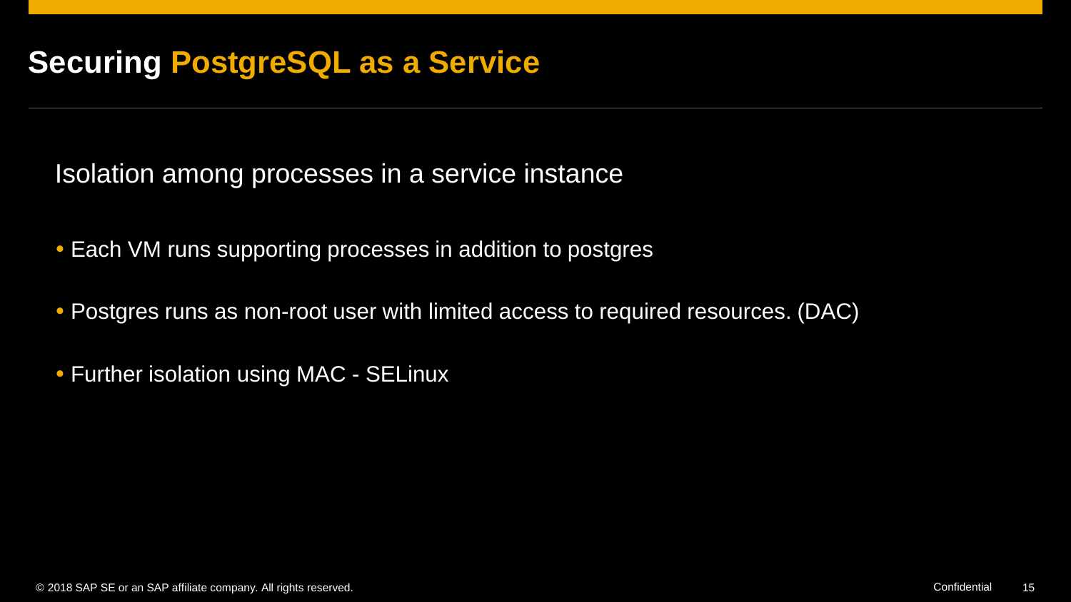# Securing PostgreSQL as a Service

Isolation among processes in a service instance

- Each VM runs supporting processes in addition to postgres
- Postgres runs as non-root user with limited access to required resources. (DAC)
- Further isolation using MAC - SELinux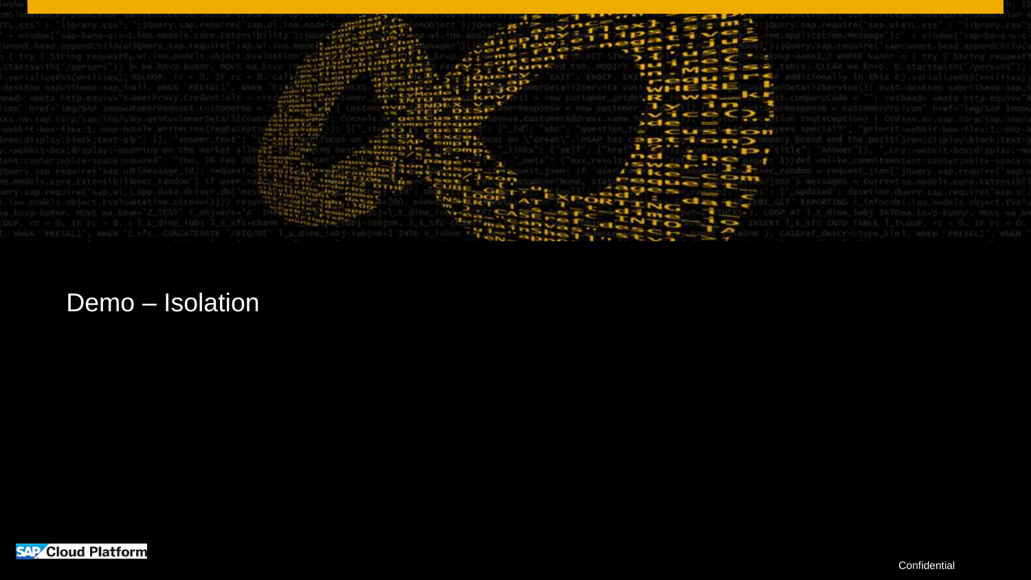# Demo – Isolation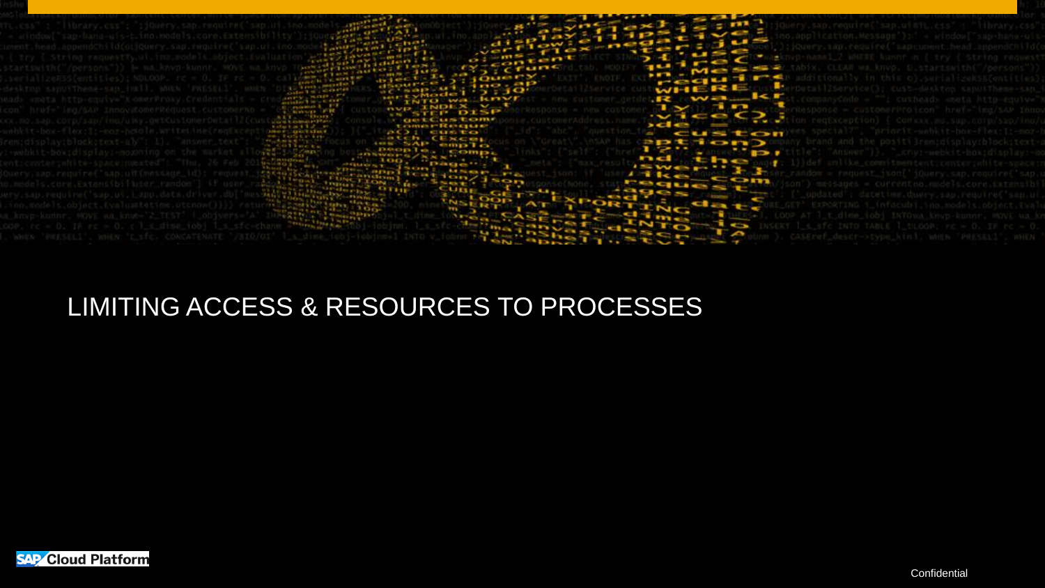# LIMITING ACCESS & RESOURCES TO PROCESSES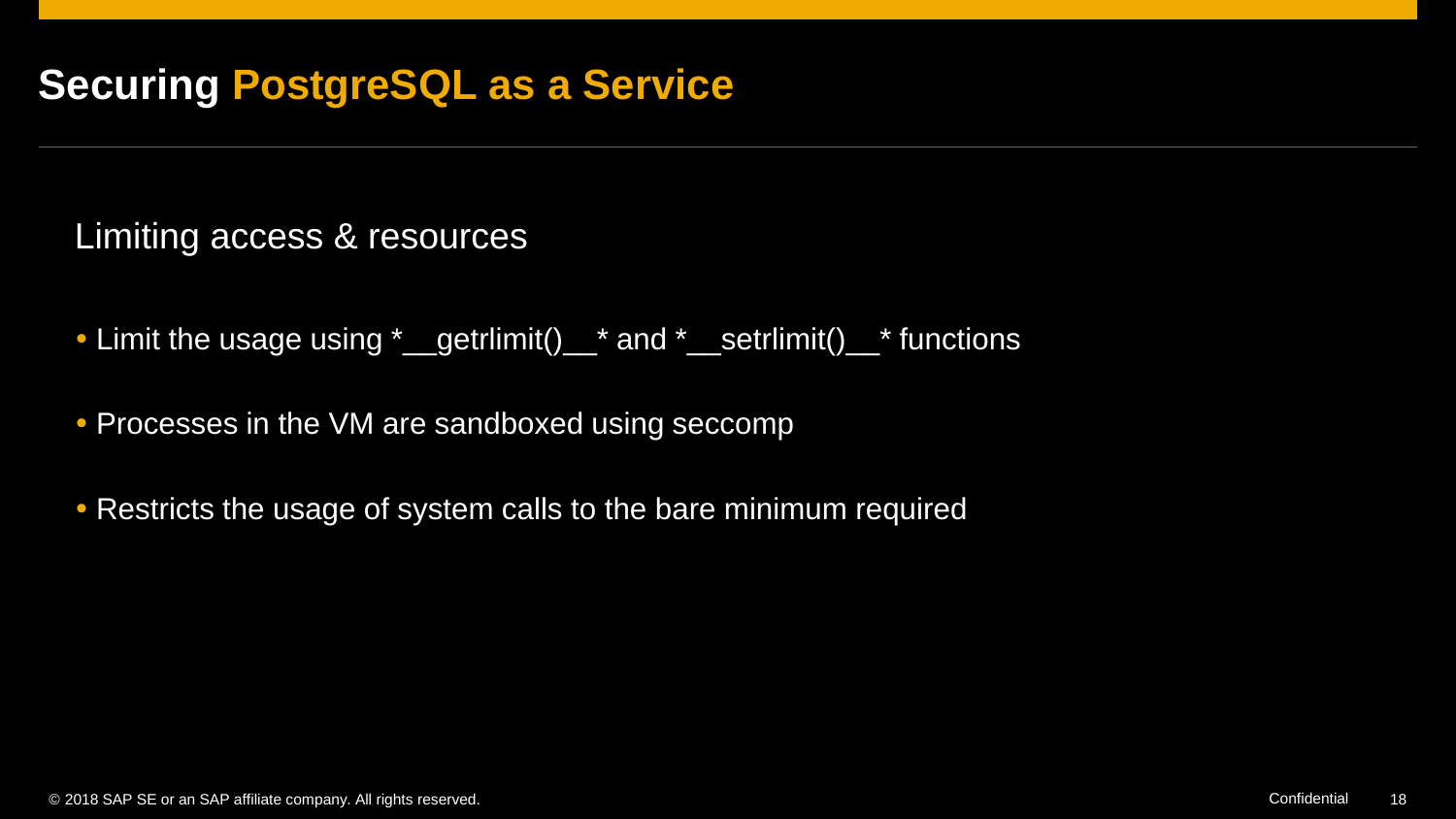# Securing PostgreSQL as a Service

## Limiting access & resources

- Limit the usage using *__getrlimit()__* and *__setrlimit()__* functions
- Processes in the VM are sandboxed using seccomp
- Restricts the usage of system calls to the bare minimum required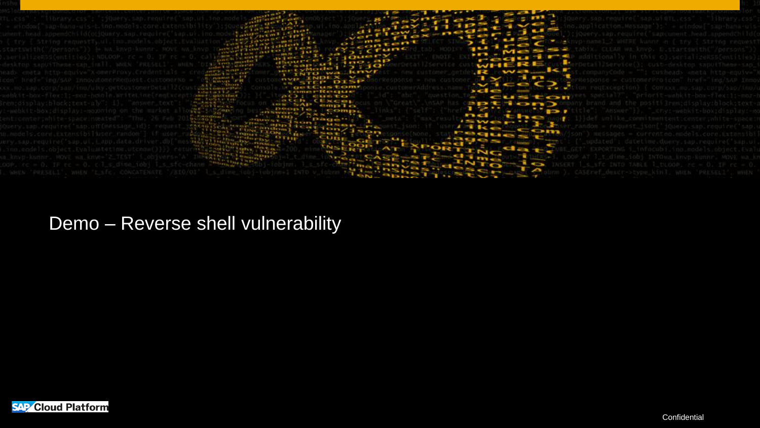# Demo – Reverse shell vulnerability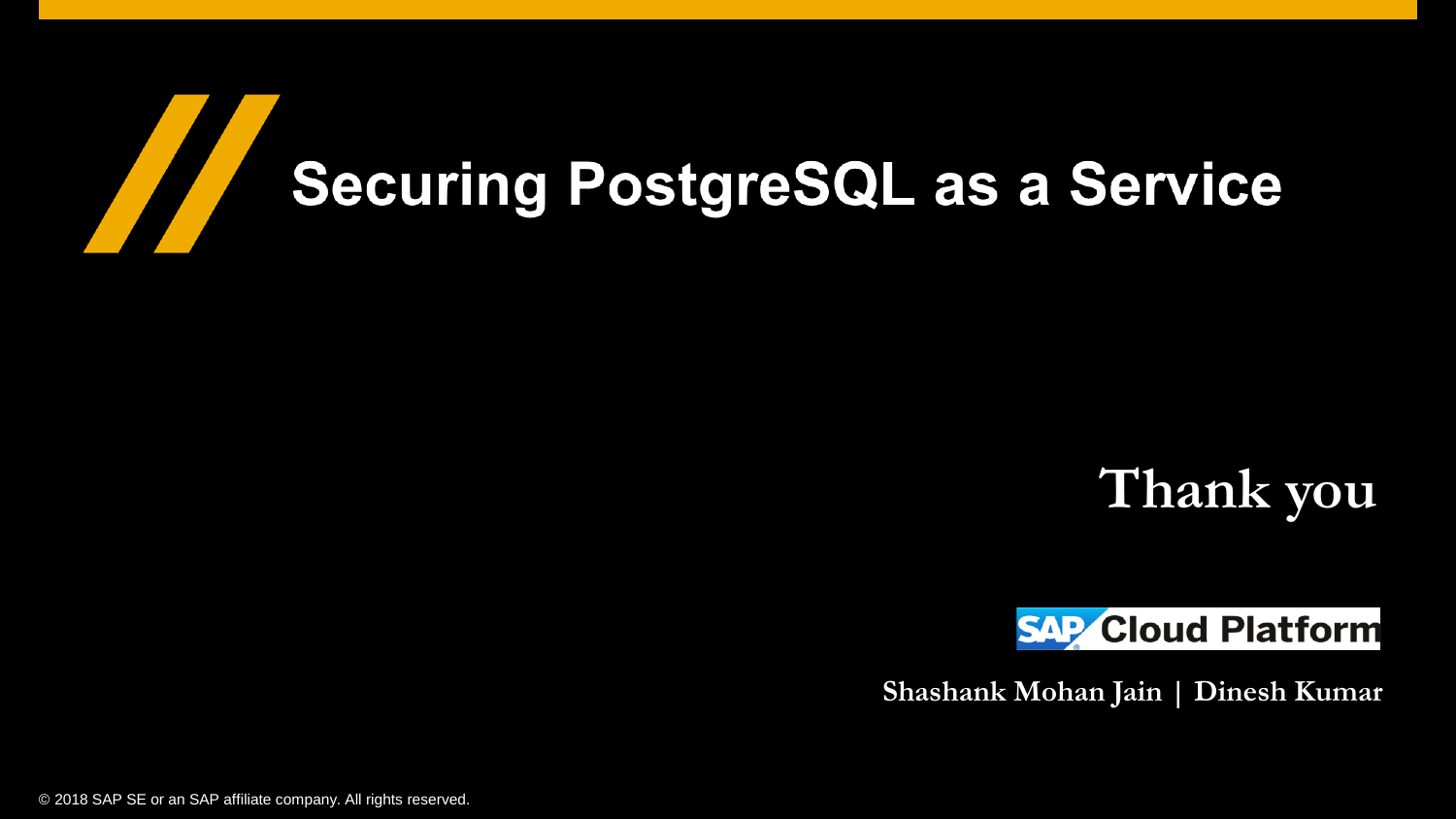# Securing PostgreSQL as a Service

## Thank you

SAP Cloud Platform

**Shashank Mohan Jain | Dinesh Kumar**

© 2018 SAP SE or an SAP affiliate company. All rights reserved.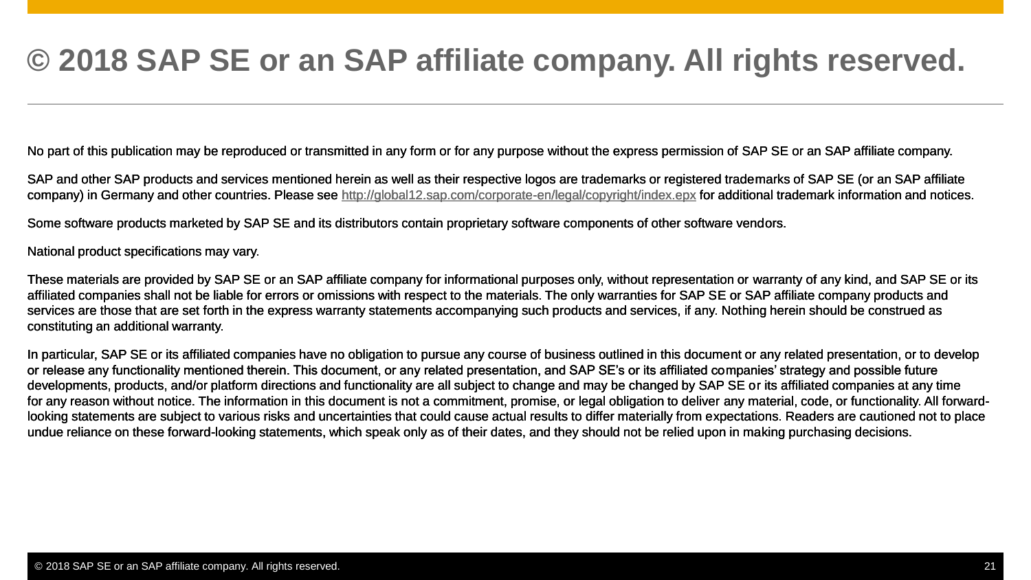# © 2018 SAP SE or an SAP affiliate company. All rights reserved.

No part of this publication may be reproduced or transmitted in any form or for any purpose without the express permission of SAP SE or an SAP affiliate company.

SAP and other SAP products and services mentioned herein as well as their respective logos are trademarks or registered trademarks of SAP SE (or an SAP affiliate company) in Germany and other countries. Please see http://global12.sap.com/corporate-en/legal/copyright/index.epx for additional trademark information and notices.

Some software products marketed by SAP SE and its distributors contain proprietary software components of other software vendors.

National product specifications may vary.

These materials are provided by SAP SE or an SAP affiliate company for informational purposes only, without representation or warranty of any kind, and SAP SE or its affiliated companies shall not be liable for errors or omissions with respect to the materials. The only warranties for SAP SE or SAP affiliate company products and services are those that are set forth in the express warranty statements accompanying such products and services, if any. Nothing herein should be construed as constituting an additional warranty.

In particular, SAP SE or its affiliated companies have no obligation to pursue any course of business outlined in this document or any related presentation, or to develop or release any functionality mentioned therein. This document, or any related presentation, and SAP SE's or its affiliated companies' strategy and possible future developments, products, and/or platform directions and functionality are all subject to change and may be changed by SAP SE or its affiliated companies at any time for any reason without notice. The information in this document is not a commitment, promise, or legal obligation to deliver any material, code, or functionality. All forward-looking statements are subject to various risks and uncertainties that could cause actual results to differ materially from expectations. Readers are cautioned not to place undue reliance on these forward-looking statements, which speak only as of their dates, and they should not be relied upon in making purchasing decisions.